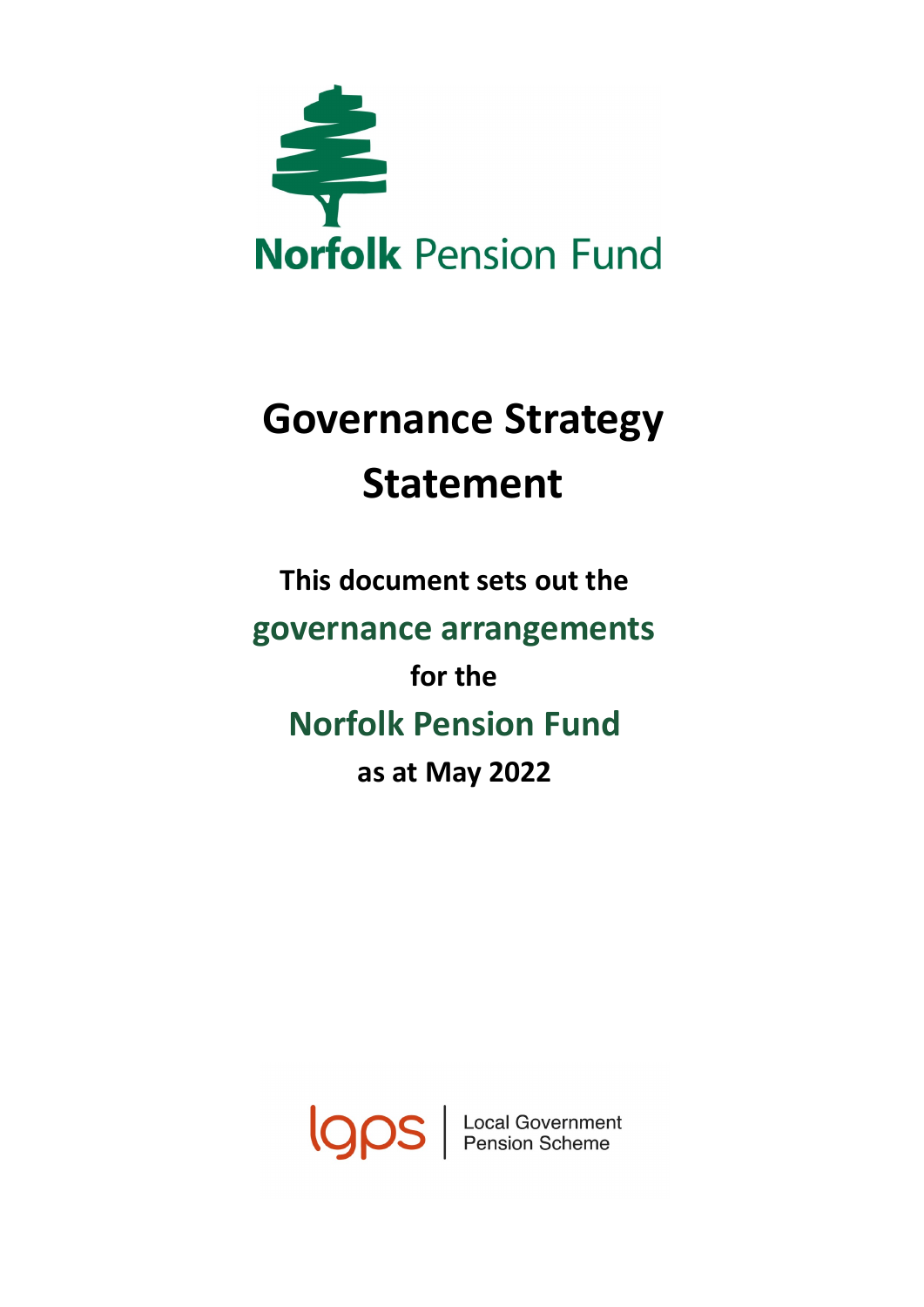Norfolk Pension Fund

# Governance Strategy Statement

**This document sets out the**

**governance arrangements**

**for the**

**Norfolk Pension Fund**

**as at May 2022**

lgps | Local Government Pension Scheme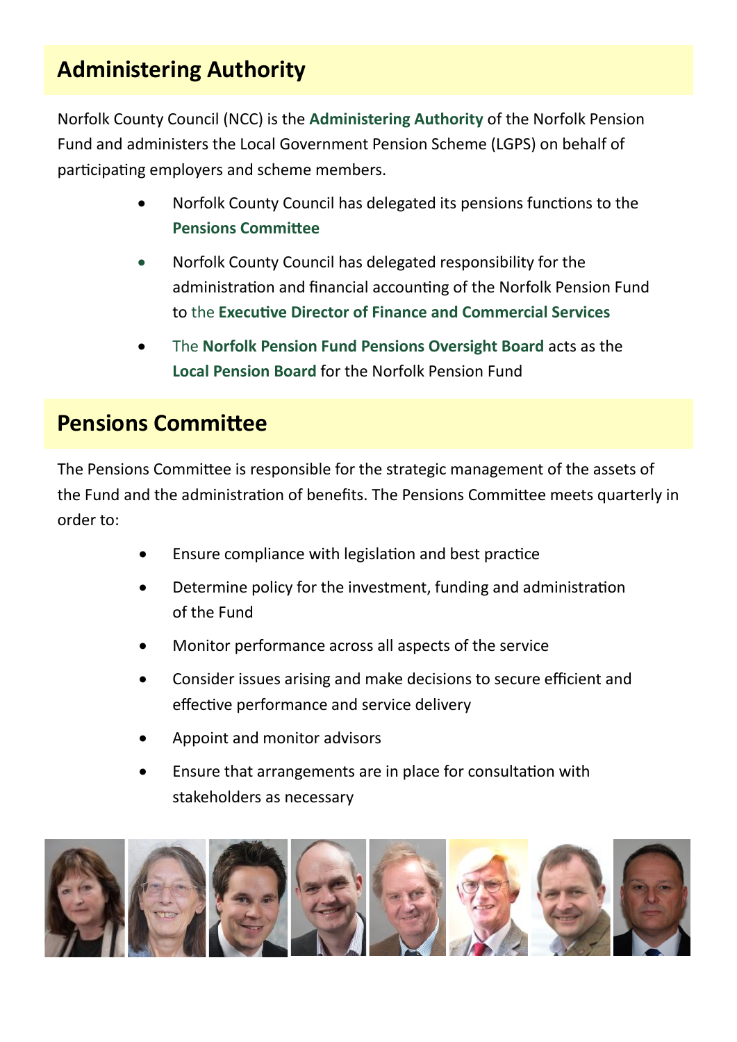## Administering Authority

Norfolk County Council (NCC) is the **Administering Authority** of the Norfolk Pension Fund and administers the Local Government Pension Scheme (LGPS) on behalf of participating employers and scheme members.

- Norfolk County Council has delegated its pensions functions to the **Pensions Committee**
- Norfolk County Council has delegated responsibility for the administration and financial accounting of the Norfolk Pension Fund to the **Executive Director of Finance and Commercial Services**
- The **Norfolk Pension Fund Pensions Oversight Board** acts as the **Local Pension Board** for the Norfolk Pension Fund

## Pensions Committee

The Pensions Committee is responsible for the strategic management of the assets of the Fund and the administration of benefits. The Pensions Committee meets quarterly in order to:

- Ensure compliance with legislation and best practice
- Determine policy for the investment, funding and administration of the Fund
- Monitor performance across all aspects of the service
- Consider issues arising and make decisions to secure efficient and effective performance and service delivery
- Appoint and monitor advisors
- Ensure that arrangements are in place for consultation with stakeholders as necessary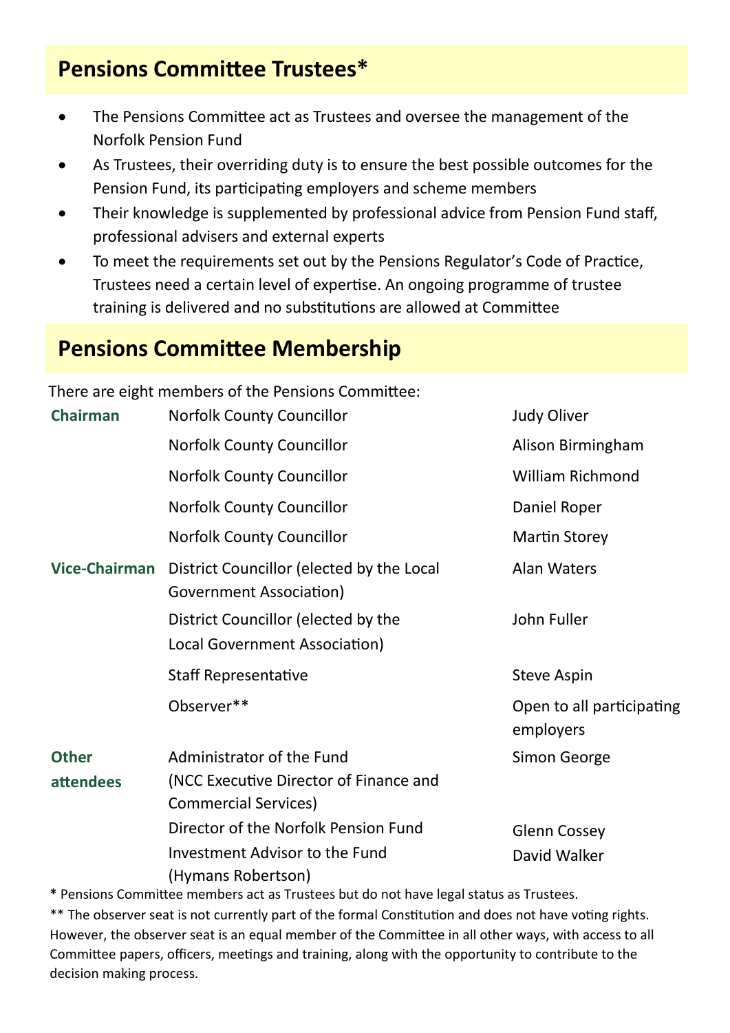## Pensions Committee Trustees*

- The Pensions Committee act as Trustees and oversee the management of the Norfolk Pension Fund
- As Trustees, their overriding duty is to ensure the best possible outcomes for the Pension Fund, its participating employers and scheme members
- Their knowledge is supplemented by professional advice from Pension Fund staff, professional advisers and external experts
- To meet the requirements set out by the Pensions Regulator's Code of Practice, Trustees need a certain level of expertise. An ongoing programme of trustee training is delivered and no substitutions are allowed at Committee

## Pensions Committee Membership

There are eight members of the Pensions Committee:

| | | |
|---|---|---|
| **Chairman** | Norfolk County Councillor | Judy Oliver |
| | Norfolk County Councillor | Alison Birmingham |
| | Norfolk County Councillor | William Richmond |
| | Norfolk County Councillor | Daniel Roper |
| | Norfolk County Councillor | Martin Storey |
| **Vice-Chairman** | District Councillor (elected by the Local Government Association) | Alan Waters |
| | District Councillor (elected by the Local Government Association) | John Fuller |
| | Staff Representative | Steve Aspin |
| | Observer** | Open to all participating employers |
| **Other attendees** | Administrator of the Fund (NCC Executive Director of Finance and Commercial Services) | Simon George |
| | Director of the Norfolk Pension Fund | Glenn Cossey |
| | Investment Advisor to the Fund (Hymans Robertson) | David Walker |

* Pensions Committee members act as Trustees but do not have legal status as Trustees.

** The observer seat is not currently part of the formal Constitution and does not have voting rights. However, the observer seat is an equal member of the Committee in all other ways, with access to all Committee papers, officers, meetings and training, along with the opportunity to contribute to the decision making process.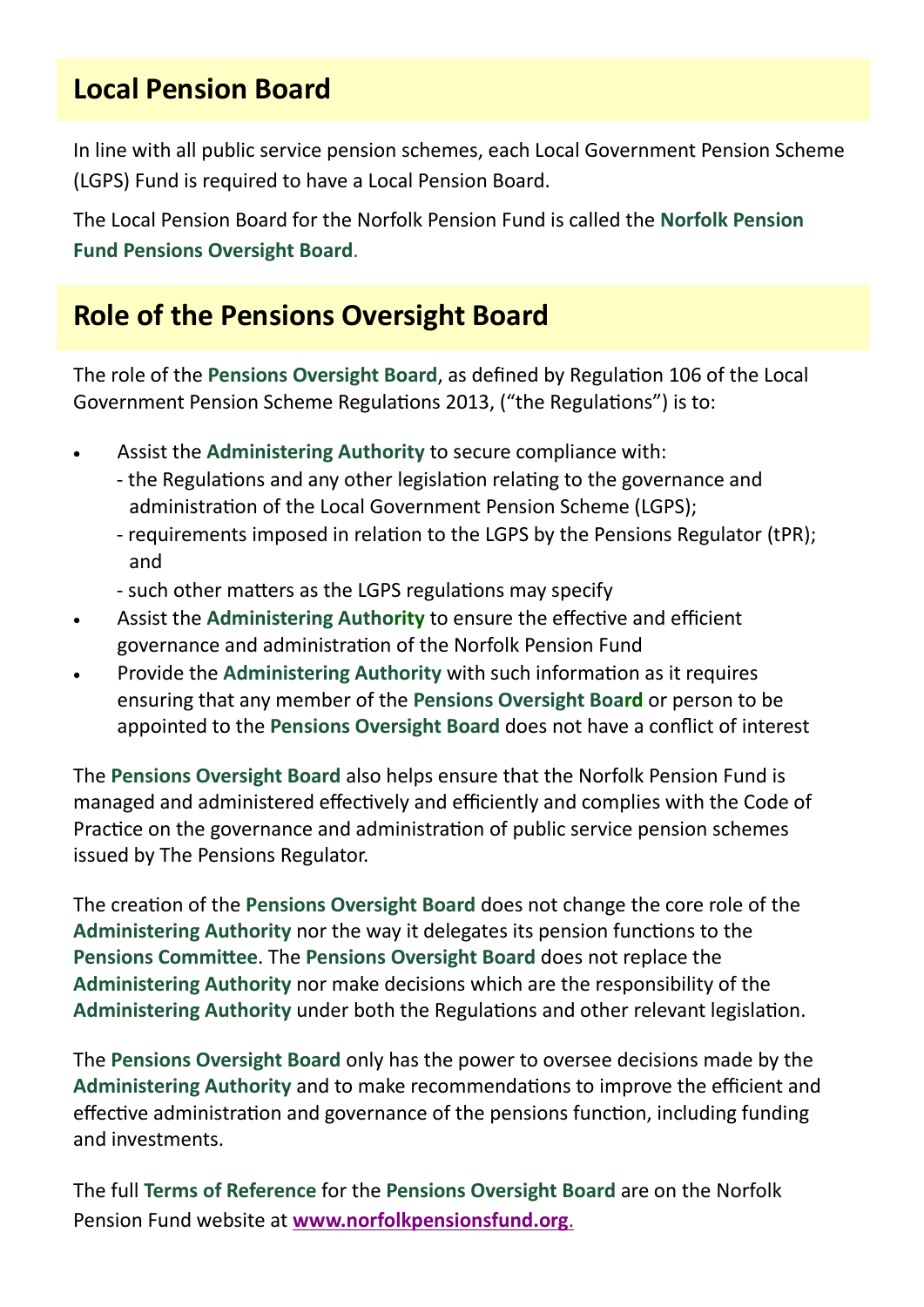## Local Pension Board

In line with all public service pension schemes, each Local Government Pension Scheme (LGPS) Fund is required to have a Local Pension Board.

The Local Pension Board for the Norfolk Pension Fund is called the **Norfolk Pension Fund Pensions Oversight Board**.

## Role of the Pensions Oversight Board

The role of the **Pensions Oversight Board**, as defined by Regulation 106 of the Local Government Pension Scheme Regulations 2013, ("the Regulations") is to:

- Assist the **Administering Authority** to secure compliance with:
  - the Regulations and any other legislation relating to the governance and administration of the Local Government Pension Scheme (LGPS);
  - requirements imposed in relation to the LGPS by the Pensions Regulator (tPR); and
  - such other matters as the LGPS regulations may specify
- Assist the **Administering Authority** to ensure the effective and efficient governance and administration of the Norfolk Pension Fund
- Provide the **Administering Authority** with such information as it requires ensuring that any member of the **Pensions Oversight Board** or person to be appointed to the **Pensions Oversight Board** does not have a conflict of interest

The **Pensions Oversight Board** also helps ensure that the Norfolk Pension Fund is managed and administered effectively and efficiently and complies with the Code of Practice on the governance and administration of public service pension schemes issued by The Pensions Regulator.

The creation of the **Pensions Oversight Board** does not change the core role of the **Administering Authority** nor the way it delegates its pension functions to the **Pensions Committee**. The **Pensions Oversight Board** does not replace the **Administering Authority** nor make decisions which are the responsibility of the **Administering Authority** under both the Regulations and other relevant legislation.

The **Pensions Oversight Board** only has the power to oversee decisions made by the **Administering Authority** and to make recommendations to improve the efficient and effective administration and governance of the pensions function, including funding and investments.

The full **Terms of Reference** for the **Pensions Oversight Board** are on the Norfolk Pension Fund website at **www.norfolkpensionsfund.org**.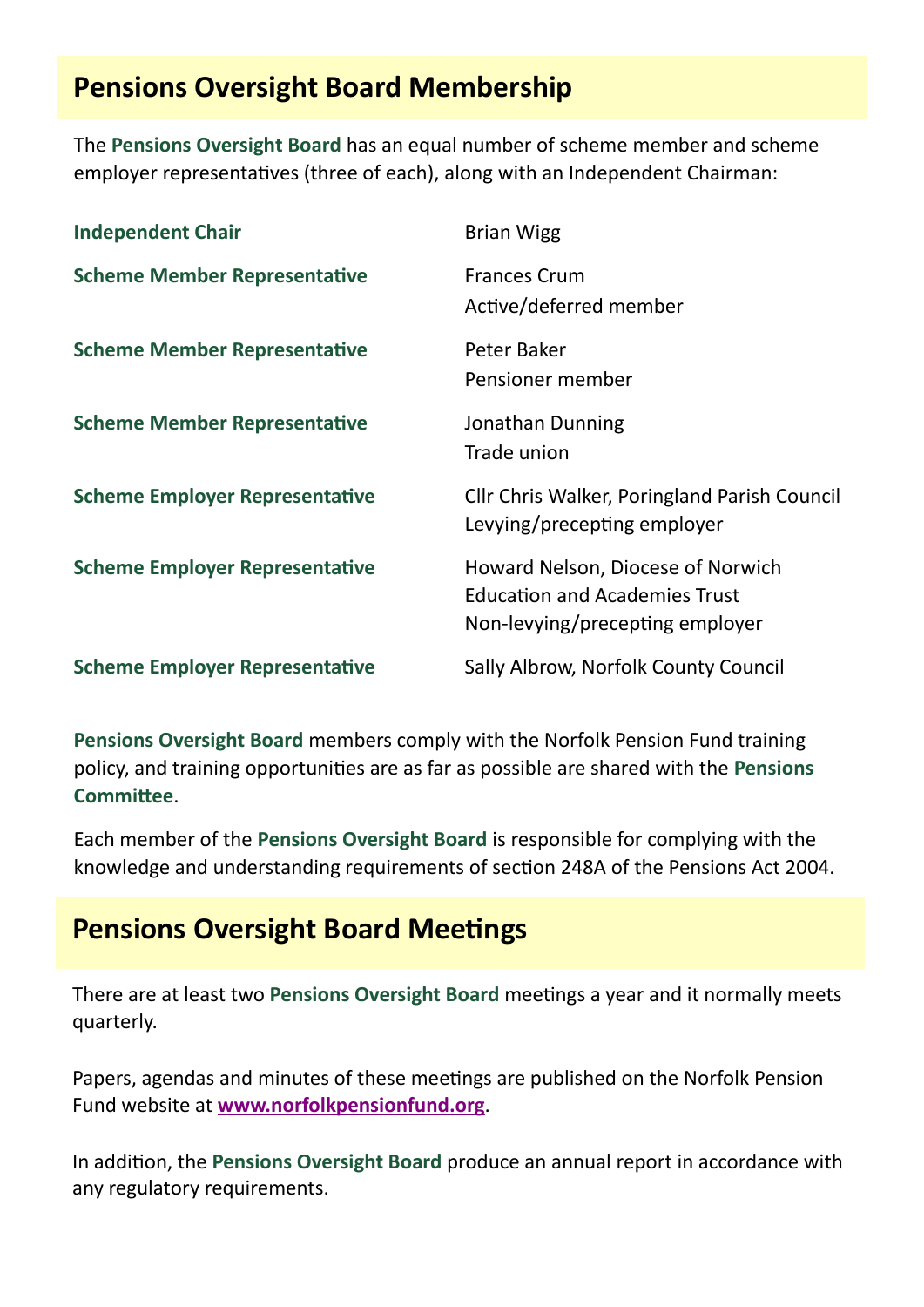## Pensions Oversight Board Membership

The **Pensions Oversight Board** has an equal number of scheme member and scheme employer representatives (three of each), along with an Independent Chairman:

| | |
|---|---|
| **Independent Chair** | Brian Wigg |
| **Scheme Member Representative** | Frances Crum<br>Active/deferred member |
| **Scheme Member Representative** | Peter Baker<br>Pensioner member |
| **Scheme Member Representative** | Jonathan Dunning<br>Trade union |
| **Scheme Employer Representative** | Cllr Chris Walker, Poringland Parish Council<br>Levying/precepting employer |
| **Scheme Employer Representative** | Howard Nelson, Diocese of Norwich Education and Academies Trust<br>Non-levying/precepting employer |
| **Scheme Employer Representative** | Sally Albrow, Norfolk County Council |

**Pensions Oversight Board** members comply with the Norfolk Pension Fund training policy, and training opportunities are as far as possible are shared with the **Pensions Committee**.

Each member of the **Pensions Oversight Board** is responsible for complying with the knowledge and understanding requirements of section 248A of the Pensions Act 2004.

## Pensions Oversight Board Meetings

There are at least two **Pensions Oversight Board** meetings a year and it normally meets quarterly.

Papers, agendas and minutes of these meetings are published on the Norfolk Pension Fund website at **www.norfolkpensionfund.org**.

In addition, the **Pensions Oversight Board** produce an annual report in accordance with any regulatory requirements.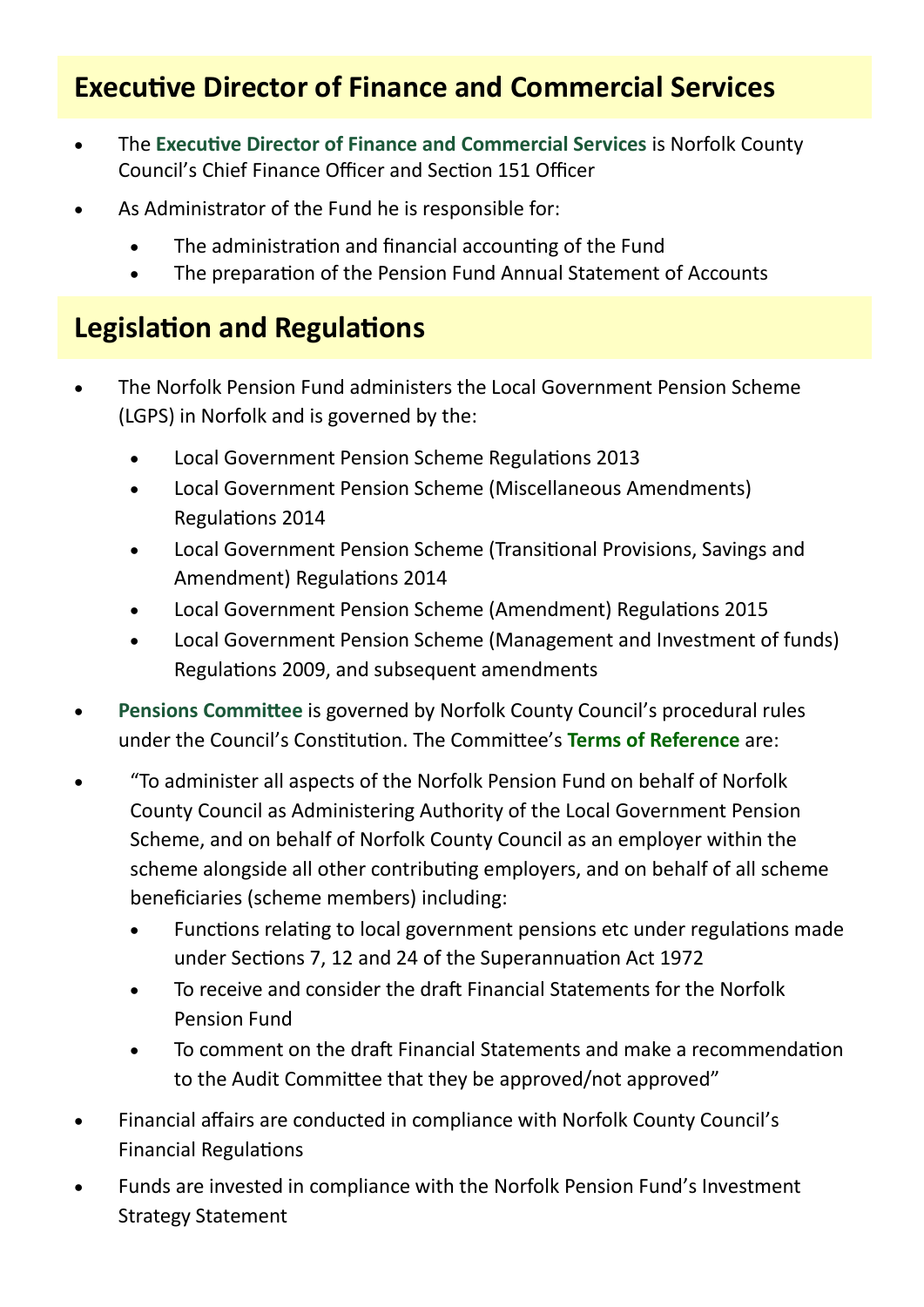## Executive Director of Finance and Commercial Services

- The **Executive Director of Finance and Commercial Services** is Norfolk County Council's Chief Finance Officer and Section 151 Officer
- As Administrator of the Fund he is responsible for:
  - The administration and financial accounting of the Fund
  - The preparation of the Pension Fund Annual Statement of Accounts

## Legislation and Regulations

- The Norfolk Pension Fund administers the Local Government Pension Scheme (LGPS) in Norfolk and is governed by the:
  - Local Government Pension Scheme Regulations 2013
  - Local Government Pension Scheme (Miscellaneous Amendments) Regulations 2014
  - Local Government Pension Scheme (Transitional Provisions, Savings and Amendment) Regulations 2014
  - Local Government Pension Scheme (Amendment) Regulations 2015
  - Local Government Pension Scheme (Management and Investment of funds) Regulations 2009, and subsequent amendments
- **Pensions Committee** is governed by Norfolk County Council's procedural rules under the Council's Constitution. The Committee's **Terms of Reference** are:
- "To administer all aspects of the Norfolk Pension Fund on behalf of Norfolk County Council as Administering Authority of the Local Government Pension Scheme, and on behalf of Norfolk County Council as an employer within the scheme alongside all other contributing employers, and on behalf of all scheme beneficiaries (scheme members) including:
  - Functions relating to local government pensions etc under regulations made under Sections 7, 12 and 24 of the Superannuation Act 1972
  - To receive and consider the draft Financial Statements for the Norfolk Pension Fund
  - To comment on the draft Financial Statements and make a recommendation to the Audit Committee that they be approved/not approved"
- Financial affairs are conducted in compliance with Norfolk County Council's Financial Regulations
- Funds are invested in compliance with the Norfolk Pension Fund's Investment Strategy Statement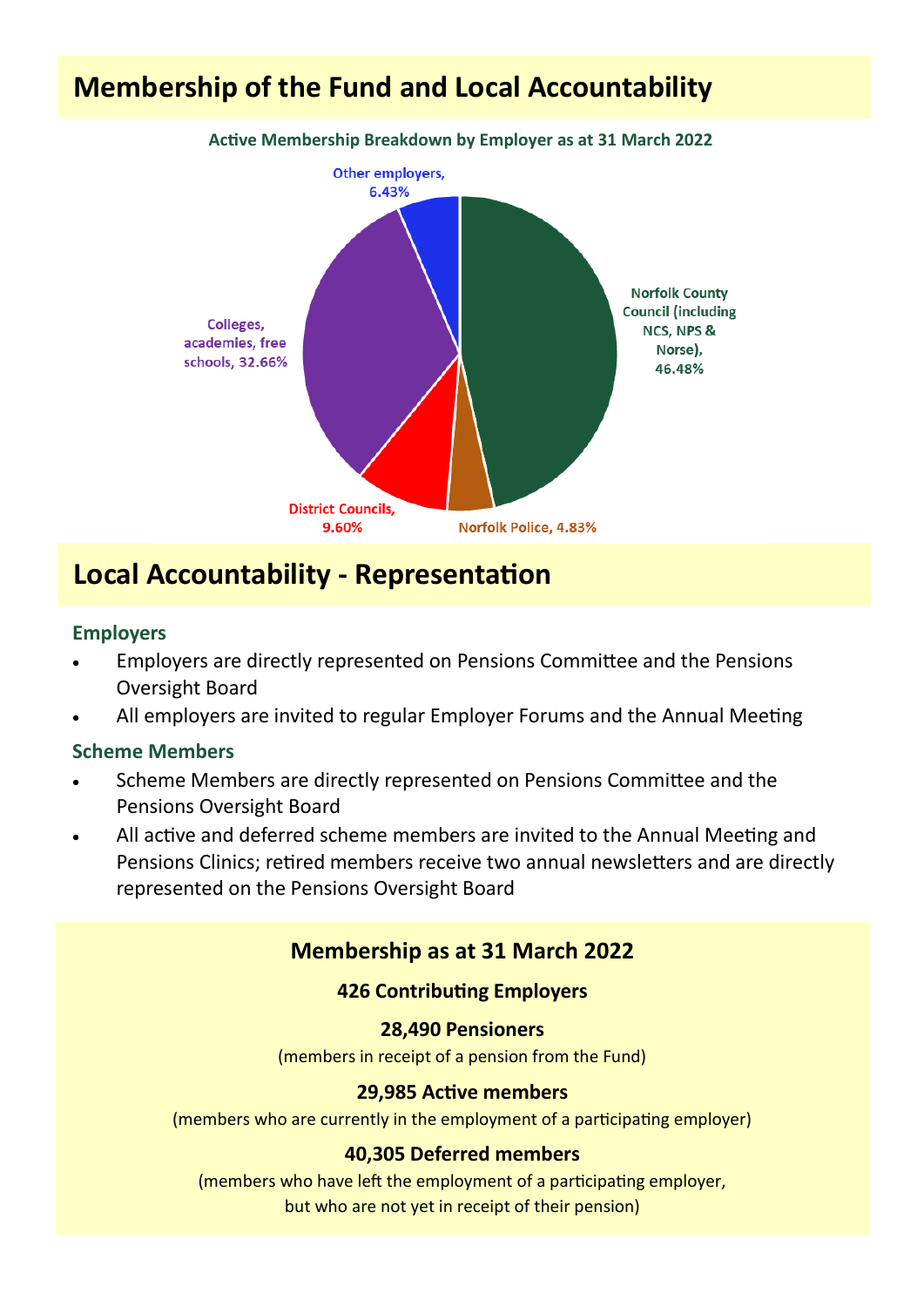# Membership of the Fund and Local Accountability

**Active Membership Breakdown by Employer as at 31 March 2022**

- Norfolk County Council (including NCS, NPS & Norse), 46.48%
- Norfolk Police, 4.83%
- District Councils, 9.60%
- Colleges, academies, free schools, 32.66%
- Other employers, 6.43%

# Local Accountability - Representation

### Employers

- Employers are directly represented on Pensions Committee and the Pensions Oversight Board
- All employers are invited to regular Employer Forums and the Annual Meeting

### Scheme Members

- Scheme Members are directly represented on Pensions Committee and the Pensions Oversight Board
- All active and deferred scheme members are invited to the Annual Meeting and Pensions Clinics; retired members receive two annual newsletters and are directly represented on the Pensions Oversight Board

## Membership as at 31 March 2022

**426 Contributing Employers**

**28,490 Pensioners**

(members in receipt of a pension from the Fund)

**29,985 Active members**

(members who are currently in the employment of a participating employer)

**40,305 Deferred members**

(members who have left the employment of a participating employer, but who are not yet in receipt of their pension)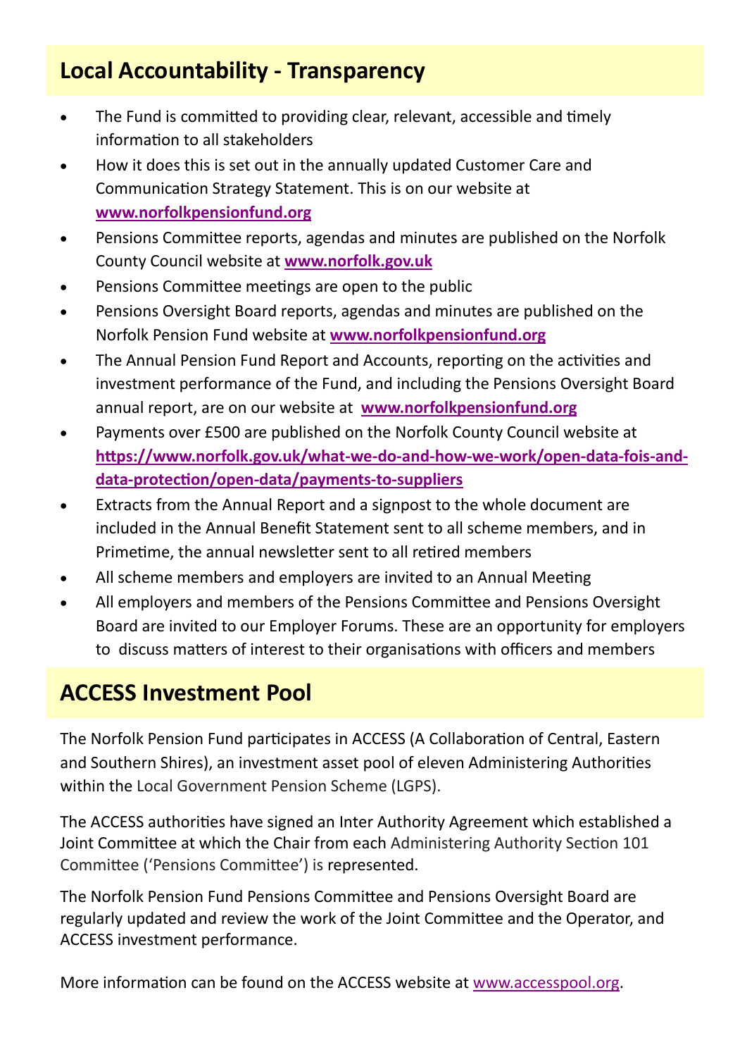## Local Accountability - Transparency

- The Fund is committed to providing clear, relevant, accessible and timely information to all stakeholders
- How it does this is set out in the annually updated Customer Care and Communication Strategy Statement. This is on our website at **www.norfolkpensionfund.org**
- Pensions Committee reports, agendas and minutes are published on the Norfolk County Council website at **www.norfolk.gov.uk**
- Pensions Committee meetings are open to the public
- Pensions Oversight Board reports, agendas and minutes are published on the Norfolk Pension Fund website at **www.norfolkpensionfund.org**
- The Annual Pension Fund Report and Accounts, reporting on the activities and investment performance of the Fund, and including the Pensions Oversight Board annual report, are on our website at **www.norfolkpensionfund.org**
- Payments over £500 are published on the Norfolk County Council website at **https://www.norfolk.gov.uk/what-we-do-and-how-we-work/open-data-fois-and-data-protection/open-data/payments-to-suppliers**
- Extracts from the Annual Report and a signpost to the whole document are included in the Annual Benefit Statement sent to all scheme members, and in Primetime, the annual newsletter sent to all retired members
- All scheme members and employers are invited to an Annual Meeting
- All employers and members of the Pensions Committee and Pensions Oversight Board are invited to our Employer Forums. These are an opportunity for employers to discuss matters of interest to their organisations with officers and members

## ACCESS Investment Pool

The Norfolk Pension Fund participates in ACCESS (A Collaboration of Central, Eastern and Southern Shires), an investment asset pool of eleven Administering Authorities within the Local Government Pension Scheme (LGPS).

The ACCESS authorities have signed an Inter Authority Agreement which established a Joint Committee at which the Chair from each Administering Authority Section 101 Committee ('Pensions Committee') is represented.

The Norfolk Pension Fund Pensions Committee and Pensions Oversight Board are regularly updated and review the work of the Joint Committee and the Operator, and ACCESS investment performance.

More information can be found on the ACCESS website at www.accesspool.org.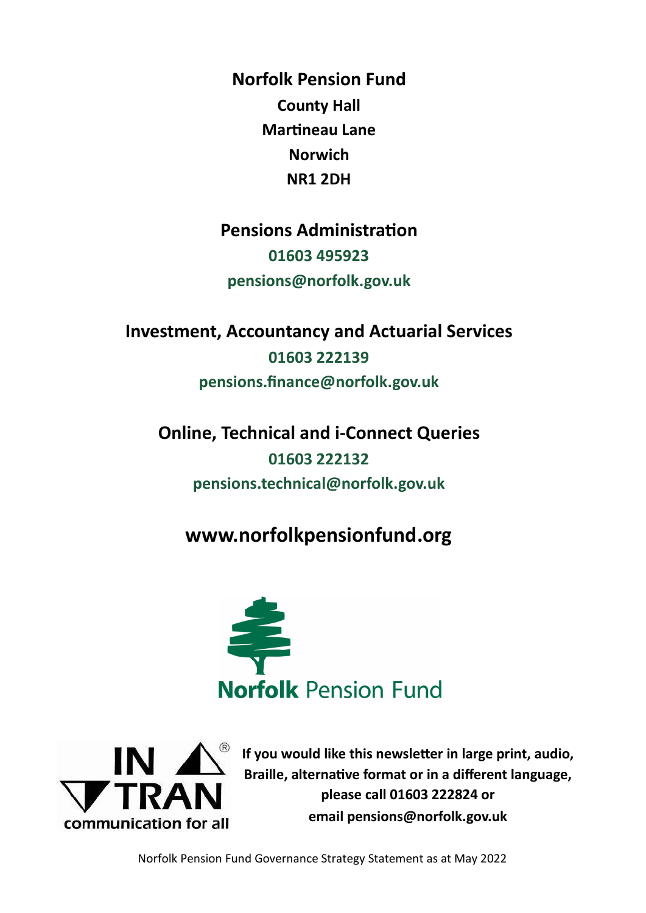**Norfolk Pension Fund**
**County Hall**
**Martineau Lane**
**Norwich**
**NR1 2DH**

**Pensions Administration**
**01603 495923**
**pensions@norfolk.gov.uk**

**Investment, Accountancy and Actuarial Services**
**01603 222139**
**pensions.finance@norfolk.gov.uk**

**Online, Technical and i-Connect Queries**
**01603 222132**
**pensions.technical@norfolk.gov.uk**

**www.norfolkpensionfund.org**

Norfolk Pension Fund

IN TRAN communication for all

**If you would like this newsletter in large print, audio, Braille, alternative format or in a different language, please call 01603 222824 or email pensions@norfolk.gov.uk**

Norfolk Pension Fund Governance Strategy Statement as at May 2022